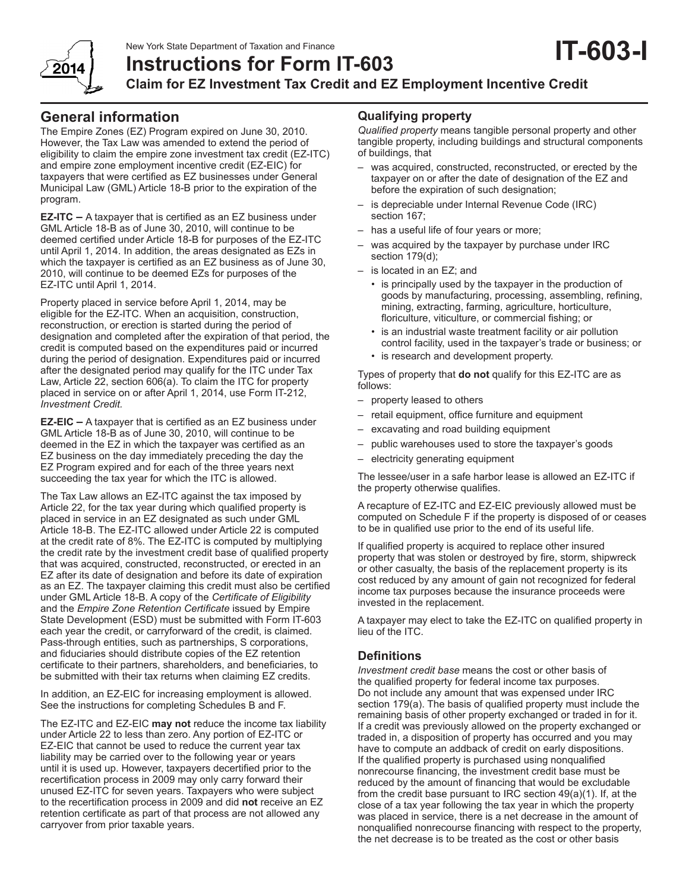New York State Department of Taxation and Finance

# Instructions for Form IT-603

**IT-603-I**

**Claim for EZ Investment Tax Credit and EZ Employment Incentive Credit**

2014

## General information

The Empire Zones (EZ) Program expired on June 30, 2010. However, the Tax Law was amended to extend the period of eligibility to claim the empire zone investment tax credit (EZ-ITC) and empire zone employment incentive credit (EZ-EIC) for taxpayers that were certified as EZ businesses under General Municipal Law (GML) Article 18-B prior to the expiration of the program.

**EZ-ITC –** A taxpayer that is certified as an EZ business under GML Article 18-B as of June 30, 2010, will continue to be deemed certified under Article 18-B for purposes of the EZ-ITC until April 1, 2014. In addition, the areas designated as EZs in which the taxpayer is certified as an EZ business as of June 30, 2010, will continue to be deemed EZs for purposes of the EZ-ITC until April 1, 2014.

Property placed in service before April 1, 2014, may be eligible for the EZ-ITC. When an acquisition, construction, reconstruction, or erection is started during the period of designation and completed after the expiration of that period, the credit is computed based on the expenditures paid or incurred during the period of designation. Expenditures paid or incurred after the designated period may qualify for the ITC under Tax Law, Article 22, section 606(a). To claim the ITC for property placed in service on or after April 1, 2014, use Form IT-212, *Investment Credit.*

**EZ-EIC –** A taxpayer that is certified as an EZ business under GML Article 18-B as of June 30, 2010, will continue to be deemed in the EZ in which the taxpayer was certified as an EZ business on the day immediately preceding the day the EZ Program expired and for each of the three years next succeeding the tax year for which the ITC is allowed.

The Tax Law allows an EZ-ITC against the tax imposed by Article 22, for the tax year during which qualified property is placed in service in an EZ designated as such under GML Article 18-B. The EZ-ITC allowed under Article 22 is computed at the credit rate of 8%. The EZ-ITC is computed by multiplying the credit rate by the investment credit base of qualified property that was acquired, constructed, reconstructed, or erected in an EZ after its date of designation and before its date of expiration as an EZ. The taxpayer claiming this credit must also be certified under GML Article 18-B. A copy of the *Certificate of Eligibility* and the *Empire Zone Retention Certificate* issued by Empire State Development (ESD) must be submitted with Form IT-603 each year the credit, or carryforward of the credit, is claimed. Pass-through entities, such as partnerships, S corporations, and fiduciaries should distribute copies of the EZ retention certificate to their partners, shareholders, and beneficiaries, to be submitted with their tax returns when claiming EZ credits.

In addition, an EZ-EIC for increasing employment is allowed. See the instructions for completing Schedules B and F.

The EZ-ITC and EZ-EIC **may not** reduce the income tax liability under Article 22 to less than zero. Any portion of EZ-ITC or EZ-EIC that cannot be used to reduce the current year tax liability may be carried over to the following year or years until it is used up. However, taxpayers decertified prior to the recertification process in 2009 may only carry forward their unused EZ-ITC for seven years. Taxpayers who were subject to the recertification process in 2009 and did **not** receive an EZ retention certificate as part of that process are not allowed any carryover from prior taxable years.

### Qualifying property

*Qualified property* means tangible personal property and other tangible property, including buildings and structural components of buildings, that

- was acquired, constructed, reconstructed, or erected by the taxpayer on or after the date of designation of the EZ and before the expiration of such designation;
- is depreciable under Internal Revenue Code (IRC) section 167;
- has a useful life of four years or more;
- was acquired by the taxpayer by purchase under IRC section 179(d);
- is located in an EZ; and
  - is principally used by the taxpayer in the production of goods by manufacturing, processing, assembling, refining, mining, extracting, farming, agriculture, horticulture, floriculture, viticulture, or commercial fishing; or
  - is an industrial waste treatment facility or air pollution control facility, used in the taxpayer's trade or business; or
  - is research and development property.

Types of property that **do not** qualify for this EZ-ITC are as follows:

- property leased to others
- retail equipment, office furniture and equipment
- excavating and road building equipment
- public warehouses used to store the taxpayer's goods
- electricity generating equipment

The lessee/user in a safe harbor lease is allowed an EZ-ITC if the property otherwise qualifies.

A recapture of EZ-ITC and EZ-EIC previously allowed must be computed on Schedule F if the property is disposed of or ceases to be in qualified use prior to the end of its useful life.

If qualified property is acquired to replace other insured property that was stolen or destroyed by fire, storm, shipwreck or other casualty, the basis of the replacement property is its cost reduced by any amount of gain not recognized for federal income tax purposes because the insurance proceeds were invested in the replacement.

A taxpayer may elect to take the EZ-ITC on qualified property in lieu of the ITC.

### Definitions

*Investment credit base* means the cost or other basis of the qualified property for federal income tax purposes. Do not include any amount that was expensed under IRC section 179(a). The basis of qualified property must include the remaining basis of other property exchanged or traded in for it. If a credit was previously allowed on the property exchanged or traded in, a disposition of property has occurred and you may have to compute an addback of credit on early dispositions. If the qualified property is purchased using nonqualified nonrecourse financing, the investment credit base must be reduced by the amount of financing that would be excludable from the credit base pursuant to IRC section 49(a)(1). If, at the close of a tax year following the tax year in which the property was placed in service, there is a net decrease in the amount of nonqualified nonrecourse financing with respect to the property, the net decrease is to be treated as the cost or other basis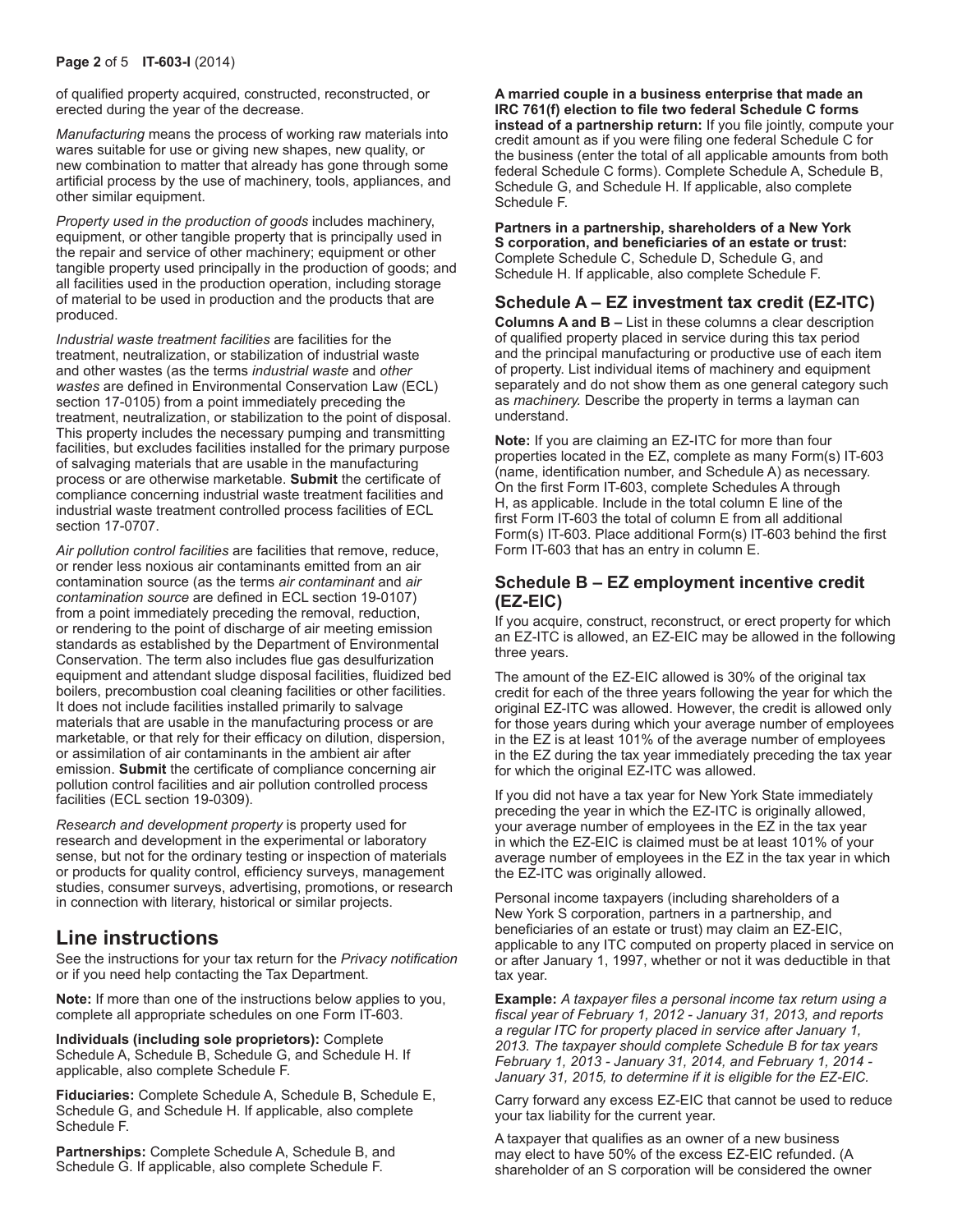of qualified property acquired, constructed, reconstructed, or erected during the year of the decrease.

*Manufacturing* means the process of working raw materials into wares suitable for use or giving new shapes, new quality, or new combination to matter that already has gone through some artificial process by the use of machinery, tools, appliances, and other similar equipment.

*Property used in the production of goods* includes machinery, equipment, or other tangible property that is principally used in the repair and service of other machinery; equipment or other tangible property used principally in the production of goods; and all facilities used in the production operation, including storage of material to be used in production and the products that are produced.

*Industrial waste treatment facilities* are facilities for the treatment, neutralization, or stabilization of industrial waste and other wastes (as the terms *industrial waste* and *other wastes* are defined in Environmental Conservation Law (ECL) section 17-0105) from a point immediately preceding the treatment, neutralization, or stabilization to the point of disposal. This property includes the necessary pumping and transmitting facilities, but excludes facilities installed for the primary purpose of salvaging materials that are usable in the manufacturing process or are otherwise marketable. **Submit** the certificate of compliance concerning industrial waste treatment facilities and industrial waste treatment controlled process facilities of ECL section 17-0707.

*Air pollution control facilities* are facilities that remove, reduce, or render less noxious air contaminants emitted from an air contamination source (as the terms *air contaminant* and *air contamination source* are defined in ECL section 19-0107) from a point immediately preceding the removal, reduction, or rendering to the point of discharge of air meeting emission standards as established by the Department of Environmental Conservation. The term also includes flue gas desulfurization equipment and attendant sludge disposal facilities, fluidized bed boilers, precombustion coal cleaning facilities or other facilities. It does not include facilities installed primarily to salvage materials that are usable in the manufacturing process or are marketable, or that rely for their efficacy on dilution, dispersion, or assimilation of air contaminants in the ambient air after emission. **Submit** the certificate of compliance concerning air pollution control facilities and air pollution controlled process facilities (ECL section 19-0309).

*Research and development property* is property used for research and development in the experimental or laboratory sense, but not for the ordinary testing or inspection of materials or products for quality control, efficiency surveys, management studies, consumer surveys, advertising, promotions, or research in connection with literary, historical or similar projects.

# Line instructions

See the instructions for your tax return for the *Privacy notification* or if you need help contacting the Tax Department.

**Note:** If more than one of the instructions below applies to you, complete all appropriate schedules on one Form IT-603.

**Individuals (including sole proprietors):** Complete Schedule A, Schedule B, Schedule G, and Schedule H. If applicable, also complete Schedule F.

**Fiduciaries:** Complete Schedule A, Schedule B, Schedule E, Schedule G, and Schedule H. If applicable, also complete Schedule F.

**Partnerships:** Complete Schedule A, Schedule B, and Schedule G. If applicable, also complete Schedule F.

**A married couple in a business enterprise that made an IRC 761(f) election to file two federal Schedule C forms instead of a partnership return:** If you file jointly, compute your credit amount as if you were filing one federal Schedule C for the business (enter the total of all applicable amounts from both federal Schedule C forms). Complete Schedule A, Schedule B, Schedule G, and Schedule H. If applicable, also complete Schedule F.

**Partners in a partnership, shareholders of a New York S corporation, and beneficiaries of an estate or trust:** Complete Schedule C, Schedule D, Schedule G, and Schedule H. If applicable, also complete Schedule F.

## Schedule A – EZ investment tax credit (EZ-ITC)

**Columns A and B –** List in these columns a clear description of qualified property placed in service during this tax period and the principal manufacturing or productive use of each item of property. List individual items of machinery and equipment separately and do not show them as one general category such as *machinery.* Describe the property in terms a layman can understand.

**Note:** If you are claiming an EZ-ITC for more than four properties located in the EZ, complete as many Form(s) IT-603 (name, identification number, and Schedule A) as necessary. On the first Form IT-603, complete Schedules A through H, as applicable. Include in the total column E line of the first Form IT-603 the total of column E from all additional Form(s) IT-603. Place additional Form(s) IT-603 behind the first Form IT-603 that has an entry in column E.

## Schedule B – EZ employment incentive credit (EZ-EIC)

If you acquire, construct, reconstruct, or erect property for which an EZ-ITC is allowed, an EZ-EIC may be allowed in the following three years.

The amount of the EZ-EIC allowed is 30% of the original tax credit for each of the three years following the year for which the original EZ-ITC was allowed. However, the credit is allowed only for those years during which your average number of employees in the EZ is at least 101% of the average number of employees in the EZ during the tax year immediately preceding the tax year for which the original EZ-ITC was allowed.

If you did not have a tax year for New York State immediately preceding the year in which the EZ-ITC is originally allowed, your average number of employees in the EZ in the tax year in which the EZ-EIC is claimed must be at least 101% of your average number of employees in the EZ in the tax year in which the EZ-ITC was originally allowed.

Personal income taxpayers (including shareholders of a New York S corporation, partners in a partnership, and beneficiaries of an estate or trust) may claim an EZ-EIC, applicable to any ITC computed on property placed in service on or after January 1, 1997, whether or not it was deductible in that tax year.

**Example:** *A taxpayer files a personal income tax return using a fiscal year of February 1, 2012 - January 31, 2013, and reports a regular ITC for property placed in service after January 1, 2013. The taxpayer should complete Schedule B for tax years February 1, 2013 - January 31, 2014, and February 1, 2014 - January 31, 2015, to determine if it is eligible for the EZ-EIC.*

Carry forward any excess EZ-EIC that cannot be used to reduce your tax liability for the current year.

A taxpayer that qualifies as an owner of a new business may elect to have 50% of the excess EZ-EIC refunded. (A shareholder of an S corporation will be considered the owner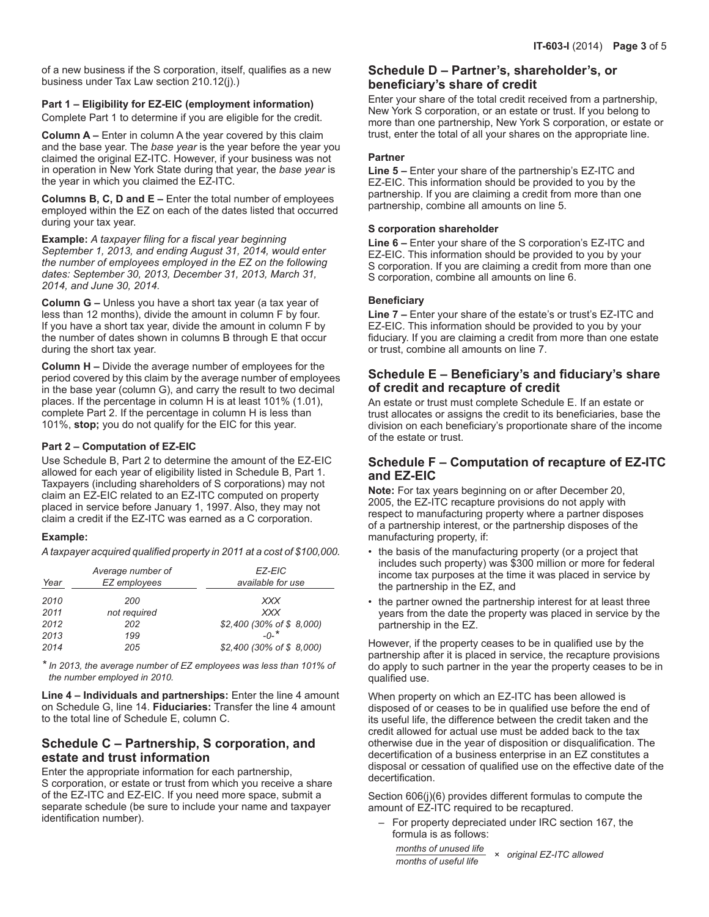of a new business if the S corporation, itself, qualifies as a new business under Tax Law section 210.12(j).)

**Part 1 – Eligibility for EZ-EIC (employment information)**

Complete Part 1 to determine if you are eligible for the credit.

**Column A –** Enter in column A the year covered by this claim and the base year. The *base year* is the year before the year you claimed the original EZ-ITC. However, if your business was not in operation in New York State during that year, the *base year* is the year in which you claimed the EZ-ITC.

**Columns B, C, D and E –** Enter the total number of employees employed within the EZ on each of the dates listed that occurred during your tax year.

**Example:** *A taxpayer filing for a fiscal year beginning September 1, 2013, and ending August 31, 2014, would enter the number of employees employed in the EZ on the following dates: September 30, 2013, December 31, 2013, March 31, 2014, and June 30, 2014.*

**Column G –** Unless you have a short tax year (a tax year of less than 12 months), divide the amount in column F by four. If you have a short tax year, divide the amount in column F by the number of dates shown in columns B through E that occur during the short tax year.

**Column H –** Divide the average number of employees for the period covered by this claim by the average number of employees in the base year (column G), and carry the result to two decimal places. If the percentage in column H is at least 101% (1.01), complete Part 2. If the percentage in column H is less than 101%, **stop;** you do not qualify for the EIC for this year.

**Part 2 – Computation of EZ-EIC**

Use Schedule B, Part 2 to determine the amount of the EZ-EIC allowed for each year of eligibility listed in Schedule B, Part 1. Taxpayers (including shareholders of S corporations) may not claim an EZ-EIC related to an EZ-ITC computed on property placed in service before January 1, 1997. Also, they may not claim a credit if the EZ-ITC was earned as a C corporation.

**Example:**

*A taxpayer acquired qualified property in 2011 at a cost of $100,000.*

| *Year* | *Average number of EZ employees* | *EZ-EIC available for use* |
|---|---|---|
| *2010* | *200* | *XXX* |
| *2011* | *not required* | *XXX* |
| *2012* | *202* | *$2,400 (30% of $ 8,000)* |
| *2013* | *199* | *-0-\** |
| *2014* | *205* | *$2,400 (30% of $ 8,000)* |

\* *In 2013, the average number of EZ employees was less than 101% of the number employed in 2010.*

**Line 4 – Individuals and partnerships:** Enter the line 4 amount on Schedule G, line 14. **Fiduciaries:** Transfer the line 4 amount to the total line of Schedule E, column C.

## Schedule C – Partnership, S corporation, and estate and trust information

Enter the appropriate information for each partnership, S corporation, or estate or trust from which you receive a share of the EZ-ITC and EZ-EIC. If you need more space, submit a separate schedule (be sure to include your name and taxpayer identification number).

## Schedule D – Partner's, shareholder's, or beneficiary's share of credit

Enter your share of the total credit received from a partnership, New York S corporation, or an estate or trust. If you belong to more than one partnership, New York S corporation, or estate or trust, enter the total of all your shares on the appropriate line.

**Partner**

**Line 5 –** Enter your share of the partnership's EZ-ITC and EZ-EIC. This information should be provided to you by the partnership. If you are claiming a credit from more than one partnership, combine all amounts on line 5.

**S corporation shareholder**

**Line 6 –** Enter your share of the S corporation's EZ-ITC and EZ-EIC. This information should be provided to you by your S corporation. If you are claiming a credit from more than one S corporation, combine all amounts on line 6.

**Beneficiary**

**Line 7 –** Enter your share of the estate's or trust's EZ-ITC and EZ-EIC. This information should be provided to you by your fiduciary. If you are claiming a credit from more than one estate or trust, combine all amounts on line 7.

## Schedule E – Beneficiary's and fiduciary's share of credit and recapture of credit

An estate or trust must complete Schedule E. If an estate or trust allocates or assigns the credit to its beneficiaries, base the division on each beneficiary's proportionate share of the income of the estate or trust.

## Schedule F – Computation of recapture of EZ-ITC and EZ-EIC

**Note:** For tax years beginning on or after December 20, 2005, the EZ-ITC recapture provisions do not apply with respect to manufacturing property where a partner disposes of a partnership interest, or the partnership disposes of the manufacturing property, if:

- the basis of the manufacturing property (or a project that includes such property) was $300 million or more for federal income tax purposes at the time it was placed in service by the partnership in the EZ, and
- the partner owned the partnership interest for at least three years from the date the property was placed in service by the partnership in the EZ.

However, if the property ceases to be in qualified use by the partnership after it is placed in service, the recapture provisions do apply to such partner in the year the property ceases to be in qualified use.

When property on which an EZ-ITC has been allowed is disposed of or ceases to be in qualified use before the end of its useful life, the difference between the credit taken and the credit allowed for actual use must be added back to the tax otherwise due in the year of disposition or disqualification. The decertification of a business enterprise in an EZ constitutes a disposal or cessation of qualified use on the effective date of the decertification.

Section 606(j)(6) provides different formulas to compute the amount of EZ-ITC required to be recaptured.

– For property depreciated under IRC section 167, the formula is as follows:

$$\frac{\textit{months of unused life}}{\textit{months of useful life}} \times \textit{original EZ-ITC allowed}$$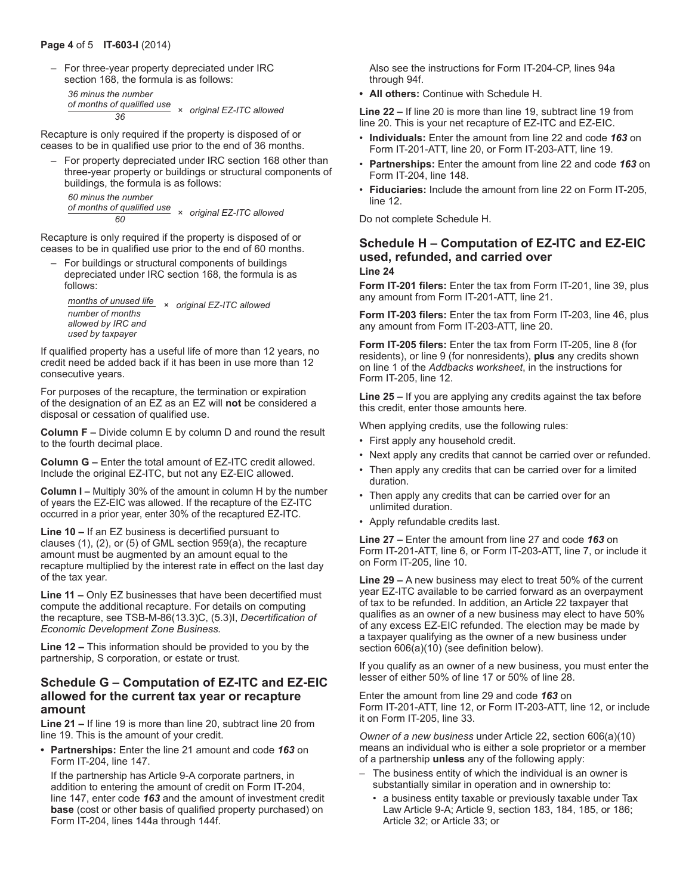– For three-year property depreciated under IRC section 168, the formula is as follows:

$$\frac{\textit{36 minus the number of months of qualified use}}{36} \times \textit{original EZ-ITC allowed}$$

Recapture is only required if the property is disposed of or ceases to be in qualified use prior to the end of 36 months.

– For property depreciated under IRC section 168 other than three-year property or buildings or structural components of buildings, the formula is as follows:

$$\frac{\textit{60 minus the number of months of qualified use}}{60} \times \textit{original EZ-ITC allowed}$$

Recapture is only required if the property is disposed of or ceases to be in qualified use prior to the end of 60 months.

– For buildings or structural components of buildings depreciated under IRC section 168, the formula is as follows:

$$\frac{\textit{months of unused life}}{\textit{number of months allowed by IRC and used by taxpayer}} \times \textit{original EZ-ITC allowed}$$

If qualified property has a useful life of more than 12 years, no credit need be added back if it has been in use more than 12 consecutive years.

For purposes of the recapture, the termination or expiration of the designation of an EZ as an EZ will **not** be considered a disposal or cessation of qualified use.

**Column F –** Divide column E by column D and round the result to the fourth decimal place.

**Column G –** Enter the total amount of EZ-ITC credit allowed. Include the original EZ-ITC, but not any EZ-EIC allowed.

**Column I –** Multiply 30% of the amount in column H by the number of years the EZ-EIC was allowed. If the recapture of the EZ-ITC occurred in a prior year, enter 30% of the recaptured EZ-ITC.

**Line 10 –** If an EZ business is decertified pursuant to clauses (1), (2), or (5) of GML section 959(a), the recapture amount must be augmented by an amount equal to the recapture multiplied by the interest rate in effect on the last day of the tax year.

**Line 11 –** Only EZ businesses that have been decertified must compute the additional recapture. For details on computing the recapture, see TSB-M-86(13.3)C, (5.3)I, *Decertification of Economic Development Zone Business.*

**Line 12 –** This information should be provided to you by the partnership, S corporation, or estate or trust.

## Schedule G – Computation of EZ-ITC and EZ-EIC allowed for the current tax year or recapture amount

**Line 21 –** If line 19 is more than line 20, subtract line 20 from line 19. This is the amount of your credit.

- **Partnerships:** Enter the line 21 amount and code ***163*** on Form IT-204, line 147.

  If the partnership has Article 9-A corporate partners, in addition to entering the amount of credit on Form IT-204, line 147, enter code ***163*** and the amount of investment credit **base** (cost or other basis of qualified property purchased) on Form IT-204, lines 144a through 144f.

  Also see the instructions for Form IT-204-CP, lines 94a through 94f.

- **All others:** Continue with Schedule H.

**Line 22 –** If line 20 is more than line 19, subtract line 19 from line 20. This is your net recapture of EZ-ITC and EZ-EIC.

- **Individuals:** Enter the amount from line 22 and code ***163*** on Form IT-201-ATT, line 20, or Form IT-203-ATT, line 19.
- **Partnerships:** Enter the amount from line 22 and code ***163*** on Form IT-204, line 148.
- **Fiduciaries:** Include the amount from line 22 on Form IT-205, line 12.

Do not complete Schedule H.

## Schedule H – Computation of EZ-ITC and EZ-EIC used, refunded, and carried over

**Line 24**

**Form IT-201 filers:** Enter the tax from Form IT-201, line 39, plus any amount from Form IT-201-ATT, line 21.

**Form IT-203 filers:** Enter the tax from Form IT-203, line 46, plus any amount from Form IT-203-ATT, line 20.

**Form IT-205 filers:** Enter the tax from Form IT-205, line 8 (for residents), or line 9 (for nonresidents), **plus** any credits shown on line 1 of the *Addbacks worksheet*, in the instructions for Form IT-205, line 12.

**Line 25 –** If you are applying any credits against the tax before this credit, enter those amounts here.

When applying credits, use the following rules:

- First apply any household credit.
- Next apply any credits that cannot be carried over or refunded.
- Then apply any credits that can be carried over for a limited duration.
- Then apply any credits that can be carried over for an unlimited duration.
- Apply refundable credits last.

**Line 27 –** Enter the amount from line 27 and code ***163*** on Form IT-201-ATT, line 6, or Form IT-203-ATT, line 7, or include it on Form IT-205, line 10.

**Line 29 –** A new business may elect to treat 50% of the current year EZ-ITC available to be carried forward as an overpayment of tax to be refunded. In addition, an Article 22 taxpayer that qualifies as an owner of a new business may elect to have 50% of any excess EZ-EIC refunded. The election may be made by a taxpayer qualifying as the owner of a new business under section 606(a)(10) (see definition below).

If you qualify as an owner of a new business, you must enter the lesser of either 50% of line 17 or 50% of line 28.

Enter the amount from line 29 and code ***163*** on Form IT-201-ATT, line 12, or Form IT-203-ATT, line 12, or include it on Form IT-205, line 33.

*Owner of a new business* under Article 22, section 606(a)(10) means an individual who is either a sole proprietor or a member of a partnership **unless** any of the following apply:

– The business entity of which the individual is an owner is substantially similar in operation and in ownership to:
  - a business entity taxable or previously taxable under Tax Law Article 9-A; Article 9, section 183, 184, 185, or 186; Article 32; or Article 33; or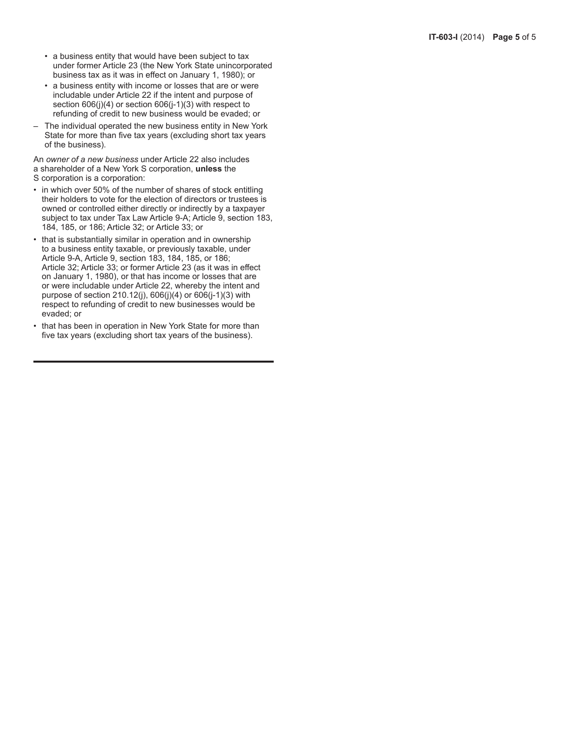- a business entity that would have been subject to tax under former Article 23 (the New York State unincorporated business tax as it was in effect on January 1, 1980); or
   - a business entity with income or losses that are or were includable under Article 22 if the intent and purpose of section 606(j)(4) or section 606(j-1)(3) with respect to refunding of credit to new business would be evaded; or

– The individual operated the new business entity in New York State for more than five tax years (excluding short tax years of the business).

An *owner of a new business* under Article 22 also includes a shareholder of a New York S corporation, **unless** the S corporation is a corporation:

- in which over 50% of the number of shares of stock entitling their holders to vote for the election of directors or trustees is owned or controlled either directly or indirectly by a taxpayer subject to tax under Tax Law Article 9-A; Article 9, section 183, 184, 185, or 186; Article 32; or Article 33; or
- that is substantially similar in operation and in ownership to a business entity taxable, or previously taxable, under Article 9-A, Article 9, section 183, 184, 185, or 186; Article 32; Article 33; or former Article 23 (as it was in effect on January 1, 1980), or that has income or losses that are or were includable under Article 22, whereby the intent and purpose of section 210.12(j), 606(j)(4) or 606(j-1)(3) with respect to refunding of credit to new businesses would be evaded; or
- that has been in operation in New York State for more than five tax years (excluding short tax years of the business).